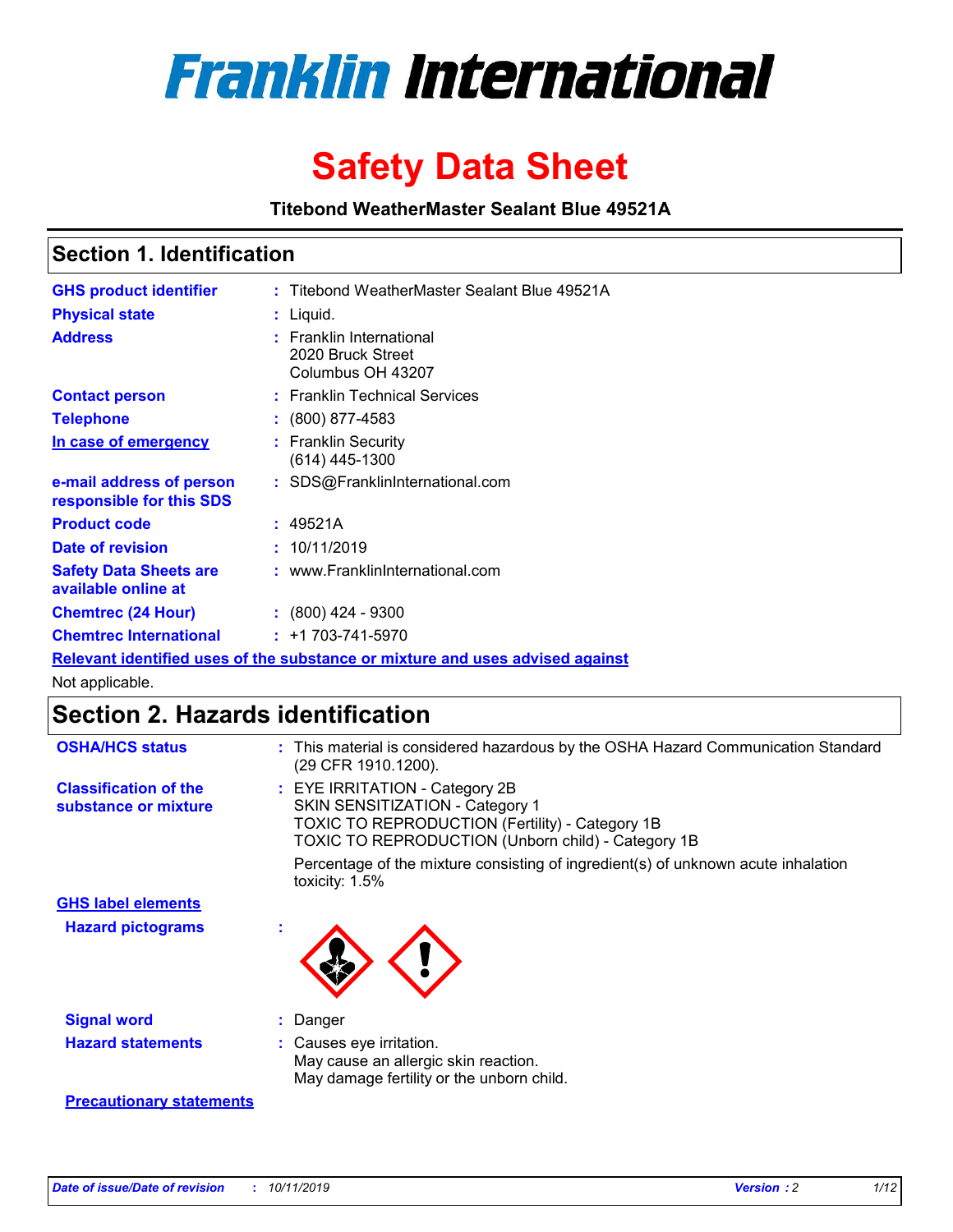# Franklin International

# Safety Data Sheet

**Titebond WeatherMaster Sealant Blue 49521A**

## Section 1. Identification

| | |
|---|---|
| **GHS product identifier** | : Titebond WeatherMaster Sealant Blue 49521A |
| **Physical state** | : Liquid. |
| **Address** | : Franklin International<br>2020 Bruck Street<br>Columbus OH 43207 |
| **Contact person** | : Franklin Technical Services |
| **Telephone** | : (800) 877-4583 |
| **In case of emergency** | : Franklin Security<br>(614) 445-1300 |
| **e-mail address of person responsible for this SDS** | : SDS@FranklinInternational.com |
| **Product code** | : 49521A |
| **Date of revision** | : 10/11/2019 |
| **Safety Data Sheets are available online at** | : www.FranklinInternational.com |
| **Chemtrec (24 Hour)** | : (800) 424 - 9300 |
| **Chemtrec International** | : +1 703-741-5970 |

**Relevant identified uses of the substance or mixture and uses advised against**

Not applicable.

## Section 2. Hazards identification

| | |
|---|---|
| **OSHA/HCS status** | : This material is considered hazardous by the OSHA Hazard Communication Standard (29 CFR 1910.1200). |
| **Classification of the substance or mixture** | : EYE IRRITATION - Category 2B<br>SKIN SENSITIZATION - Category 1<br>TOXIC TO REPRODUCTION (Fertility) - Category 1B<br>TOXIC TO REPRODUCTION (Unborn child) - Category 1B<br><br>Percentage of the mixture consisting of ingredient(s) of unknown acute inhalation toxicity: 1.5% |

**GHS label elements**

| | |
|---|---|
| **Hazard pictograms** | : |
| **Signal word** | : Danger |
| **Hazard statements** | : Causes eye irritation.<br>May cause an allergic skin reaction.<br>May damage fertility or the unborn child. |

**Precautionary statements**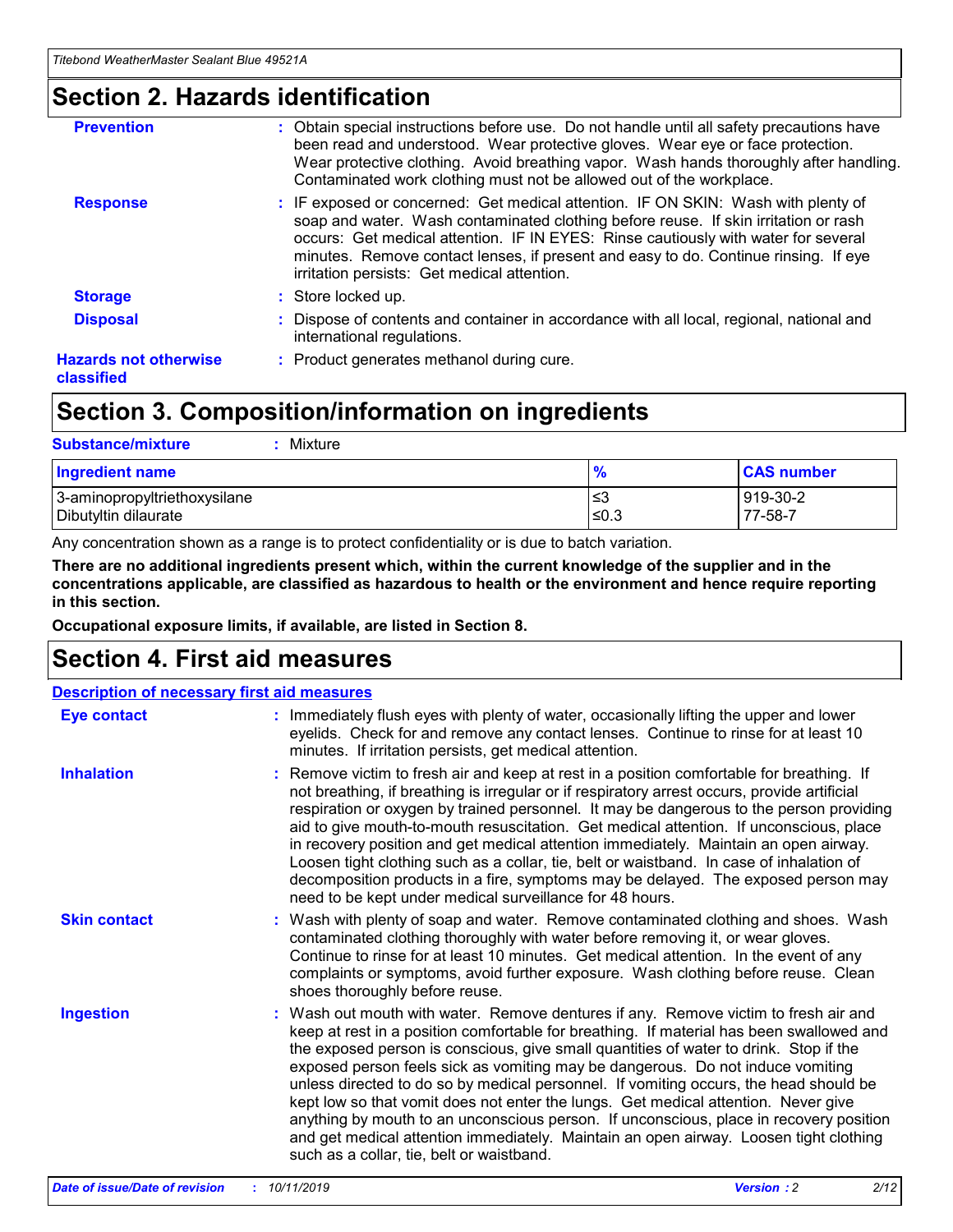## Section 2. Hazards identification

| | |
|---|---|
| **Prevention** | : Obtain special instructions before use. Do not handle until all safety precautions have been read and understood. Wear protective gloves. Wear eye or face protection. Wear protective clothing. Avoid breathing vapor. Wash hands thoroughly after handling. Contaminated work clothing must not be allowed out of the workplace. |
| **Response** | : IF exposed or concerned: Get medical attention. IF ON SKIN: Wash with plenty of soap and water. Wash contaminated clothing before reuse. If skin irritation or rash occurs: Get medical attention. IF IN EYES: Rinse cautiously with water for several minutes. Remove contact lenses, if present and easy to do. Continue rinsing. If eye irritation persists: Get medical attention. |
| **Storage** | : Store locked up. |
| **Disposal** | : Dispose of contents and container in accordance with all local, regional, national and international regulations. |
| **Hazards not otherwise classified** | : Product generates methanol during cure. |

## Section 3. Composition/information on ingredients

**Substance/mixture** : Mixture

| Ingredient name | % | CAS number |
|---|---|---|
| 3-aminopropyltriethoxysilane | ≤3 | 919-30-2 |
| Dibutyltin dilaurate | ≤0.3 | 77-58-7 |

Any concentration shown as a range is to protect confidentiality or is due to batch variation.

**There are no additional ingredients present which, within the current knowledge of the supplier and in the concentrations applicable, are classified as hazardous to health or the environment and hence require reporting in this section.**

**Occupational exposure limits, if available, are listed in Section 8.**

## Section 4. First aid measures

**Description of necessary first aid measures**

| | |
|---|---|
| **Eye contact** | : Immediately flush eyes with plenty of water, occasionally lifting the upper and lower eyelids. Check for and remove any contact lenses. Continue to rinse for at least 10 minutes. If irritation persists, get medical attention. |
| **Inhalation** | : Remove victim to fresh air and keep at rest in a position comfortable for breathing. If not breathing, if breathing is irregular or if respiratory arrest occurs, provide artificial respiration or oxygen by trained personnel. It may be dangerous to the person providing aid to give mouth-to-mouth resuscitation. Get medical attention. If unconscious, place in recovery position and get medical attention immediately. Maintain an open airway. Loosen tight clothing such as a collar, tie, belt or waistband. In case of inhalation of decomposition products in a fire, symptoms may be delayed. The exposed person may need to be kept under medical surveillance for 48 hours. |
| **Skin contact** | : Wash with plenty of soap and water. Remove contaminated clothing and shoes. Wash contaminated clothing thoroughly with water before removing it, or wear gloves. Continue to rinse for at least 10 minutes. Get medical attention. In the event of any complaints or symptoms, avoid further exposure. Wash clothing before reuse. Clean shoes thoroughly before reuse. |
| **Ingestion** | : Wash out mouth with water. Remove dentures if any. Remove victim to fresh air and keep at rest in a position comfortable for breathing. If material has been swallowed and the exposed person is conscious, give small quantities of water to drink. Stop if the exposed person feels sick as vomiting may be dangerous. Do not induce vomiting unless directed to do so by medical personnel. If vomiting occurs, the head should be kept low so that vomit does not enter the lungs. Get medical attention. Never give anything by mouth to an unconscious person. If unconscious, place in recovery position and get medical attention immediately. Maintain an open airway. Loosen tight clothing such as a collar, tie, belt or waistband. |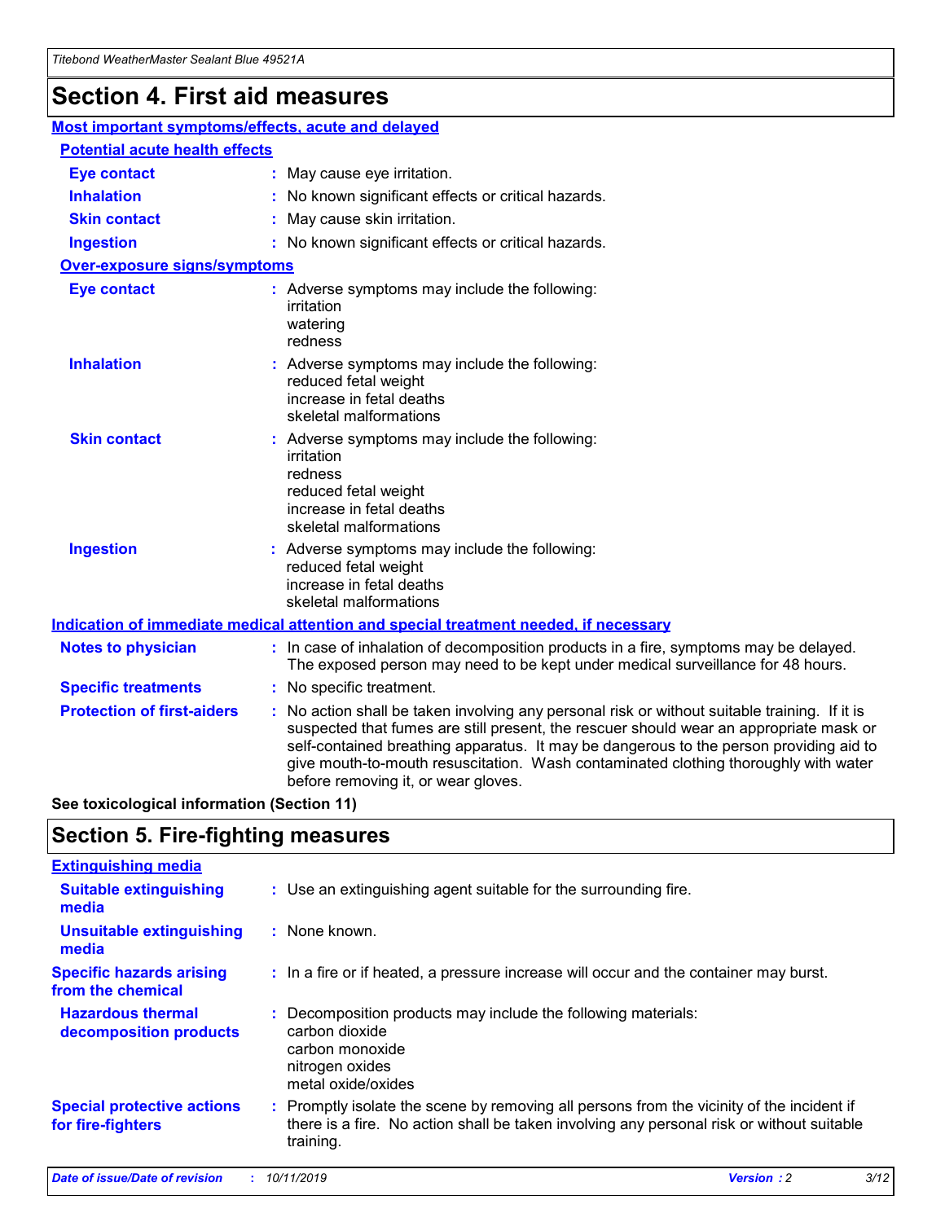# Section 4. First aid measures

## Most important symptoms/effects, acute and delayed

### Potential acute health effects

| | |
|---|---|
| **Eye contact** | : May cause eye irritation. |
| **Inhalation** | : No known significant effects or critical hazards. |
| **Skin contact** | : May cause skin irritation. |
| **Ingestion** | : No known significant effects or critical hazards. |

### Over-exposure signs/symptoms

| | |
|---|---|
| **Eye contact** | : Adverse symptoms may include the following:<br>irritation<br>watering<br>redness |
| **Inhalation** | : Adverse symptoms may include the following:<br>reduced fetal weight<br>increase in fetal deaths<br>skeletal malformations |
| **Skin contact** | : Adverse symptoms may include the following:<br>irritation<br>redness<br>reduced fetal weight<br>increase in fetal deaths<br>skeletal malformations |
| **Ingestion** | : Adverse symptoms may include the following:<br>reduced fetal weight<br>increase in fetal deaths<br>skeletal malformations |

## Indication of immediate medical attention and special treatment needed, if necessary

| | |
|---|---|
| **Notes to physician** | : In case of inhalation of decomposition products in a fire, symptoms may be delayed. The exposed person may need to be kept under medical surveillance for 48 hours. |
| **Specific treatments** | : No specific treatment. |
| **Protection of first-aiders** | : No action shall be taken involving any personal risk or without suitable training. If it is suspected that fumes are still present, the rescuer should wear an appropriate mask or self-contained breathing apparatus. It may be dangerous to the person providing aid to give mouth-to-mouth resuscitation. Wash contaminated clothing thoroughly with water before removing it, or wear gloves. |

**See toxicological information (Section 11)**

# Section 5. Fire-fighting measures

## Extinguishing media

| | |
|---|---|
| **Suitable extinguishing media** | : Use an extinguishing agent suitable for the surrounding fire. |
| **Unsuitable extinguishing media** | : None known. |
| **Specific hazards arising from the chemical** | : In a fire or if heated, a pressure increase will occur and the container may burst. |
| **Hazardous thermal decomposition products** | : Decomposition products may include the following materials:<br>carbon dioxide<br>carbon monoxide<br>nitrogen oxides<br>metal oxide/oxides |
| **Special protective actions for fire-fighters** | : Promptly isolate the scene by removing all persons from the vicinity of the incident if there is a fire. No action shall be taken involving any personal risk or without suitable training. |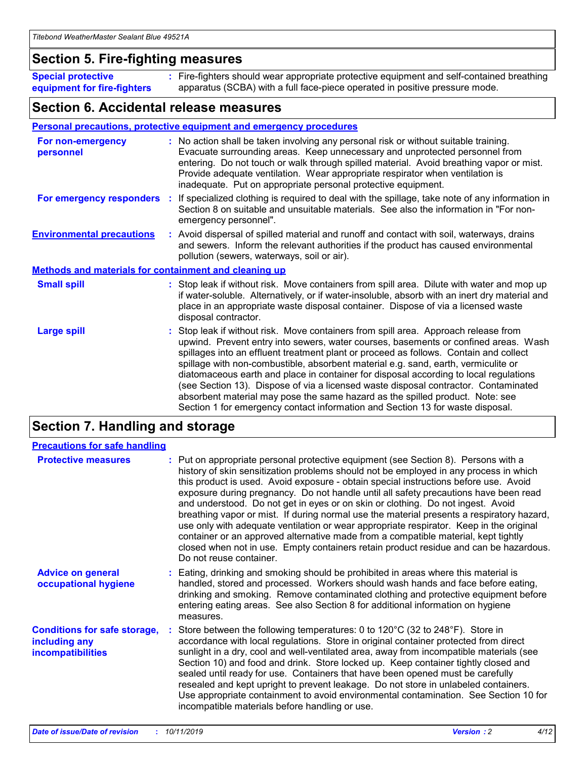## Section 5. Fire-fighting measures

**Special protective equipment for fire-fighters** : Fire-fighters should wear appropriate protective equipment and self-contained breathing apparatus (SCBA) with a full face-piece operated in positive pressure mode.

## Section 6. Accidental release measures

### Personal precautions, protective equipment and emergency procedures

**For non-emergency personnel** : No action shall be taken involving any personal risk or without suitable training. Evacuate surrounding areas. Keep unnecessary and unprotected personnel from entering. Do not touch or walk through spilled material. Avoid breathing vapor or mist. Provide adequate ventilation. Wear appropriate respirator when ventilation is inadequate. Put on appropriate personal protective equipment.

**For emergency responders** : If specialized clothing is required to deal with the spillage, take note of any information in Section 8 on suitable and unsuitable materials. See also the information in "For non-emergency personnel".

**Environmental precautions** : Avoid dispersal of spilled material and runoff and contact with soil, waterways, drains and sewers. Inform the relevant authorities if the product has caused environmental pollution (sewers, waterways, soil or air).

### Methods and materials for containment and cleaning up

**Small spill** : Stop leak if without risk. Move containers from spill area. Dilute with water and mop up if water-soluble. Alternatively, or if water-insoluble, absorb with an inert dry material and place in an appropriate waste disposal container. Dispose of via a licensed waste disposal contractor.

**Large spill** : Stop leak if without risk. Move containers from spill area. Approach release from upwind. Prevent entry into sewers, water courses, basements or confined areas. Wash spillages into an effluent treatment plant or proceed as follows. Contain and collect spillage with non-combustible, absorbent material e.g. sand, earth, vermiculite or diatomaceous earth and place in container for disposal according to local regulations (see Section 13). Dispose of via a licensed waste disposal contractor. Contaminated absorbent material may pose the same hazard as the spilled product. Note: see Section 1 for emergency contact information and Section 13 for waste disposal.

## Section 7. Handling and storage

### Precautions for safe handling

**Protective measures** : Put on appropriate personal protective equipment (see Section 8). Persons with a history of skin sensitization problems should not be employed in any process in which this product is used. Avoid exposure - obtain special instructions before use. Avoid exposure during pregnancy. Do not handle until all safety precautions have been read and understood. Do not get in eyes or on skin or clothing. Do not ingest. Avoid breathing vapor or mist. If during normal use the material presents a respiratory hazard, use only with adequate ventilation or wear appropriate respirator. Keep in the original container or an approved alternative made from a compatible material, kept tightly closed when not in use. Empty containers retain product residue and can be hazardous. Do not reuse container.

**Advice on general occupational hygiene** : Eating, drinking and smoking should be prohibited in areas where this material is handled, stored and processed. Workers should wash hands and face before eating, drinking and smoking. Remove contaminated clothing and protective equipment before entering eating areas. See also Section 8 for additional information on hygiene measures.

**Conditions for safe storage, including any incompatibilities** : Store between the following temperatures: 0 to 120°C (32 to 248°F). Store in accordance with local regulations. Store in original container protected from direct sunlight in a dry, cool and well-ventilated area, away from incompatible materials (see Section 10) and food and drink. Store locked up. Keep container tightly closed and sealed until ready for use. Containers that have been opened must be carefully resealed and kept upright to prevent leakage. Do not store in unlabeled containers. Use appropriate containment to avoid environmental contamination. See Section 10 for incompatible materials before handling or use.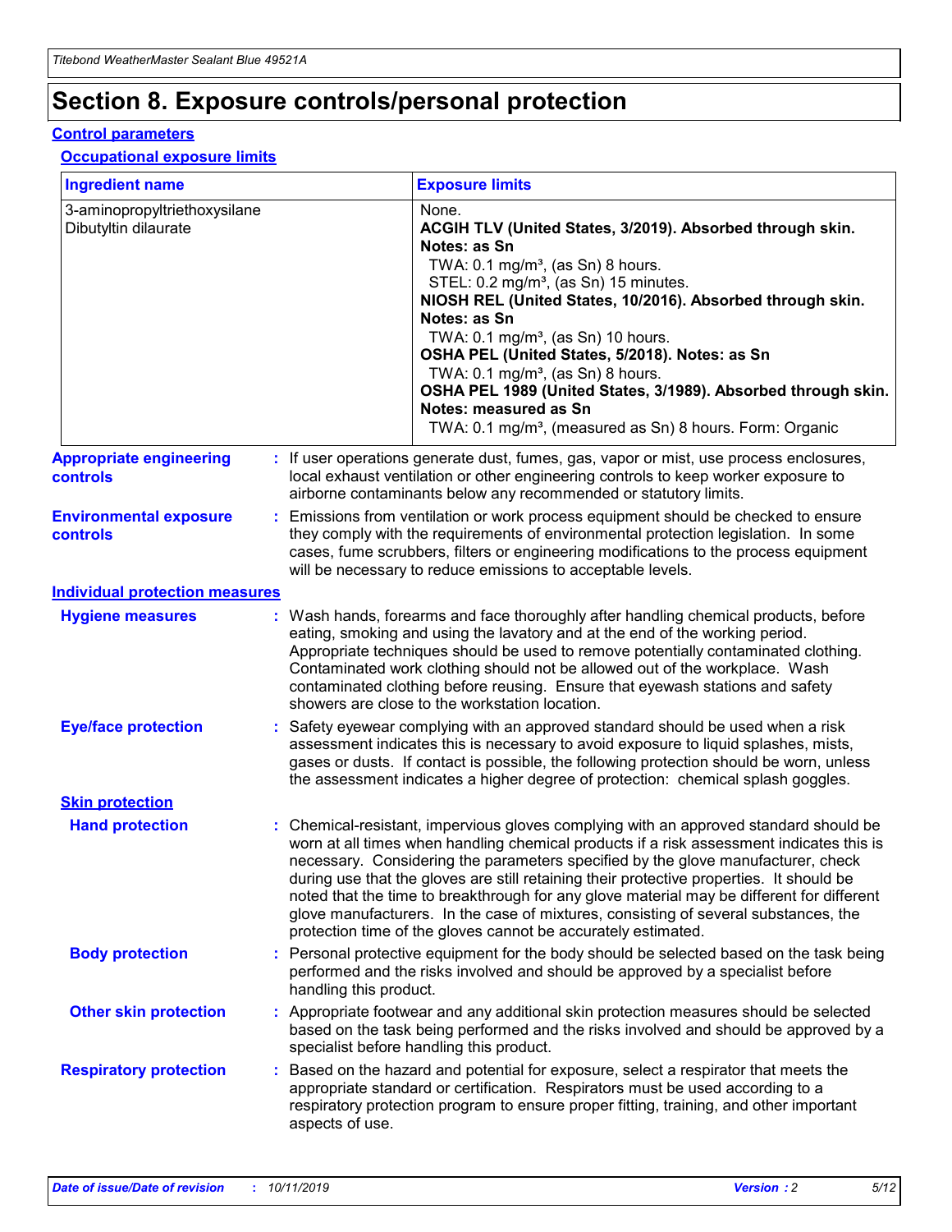# Section 8. Exposure controls/personal protection

## Control parameters

### Occupational exposure limits

| Ingredient name | Exposure limits |
| --- | --- |
| 3-aminopropyltriethoxysilane<br>Dibutyltin dilaurate | None.<br>**ACGIH TLV (United States, 3/2019). Absorbed through skin. Notes: as Sn**<br>TWA: 0.1 mg/m³, (as Sn) 8 hours.<br>STEL: 0.2 mg/m³, (as Sn) 15 minutes.<br>**NIOSH REL (United States, 10/2016). Absorbed through skin. Notes: as Sn**<br>TWA: 0.1 mg/m³, (as Sn) 10 hours.<br>**OSHA PEL (United States, 5/2018). Notes: as Sn**<br>TWA: 0.1 mg/m³, (as Sn) 8 hours.<br>**OSHA PEL 1989 (United States, 3/1989). Absorbed through skin. Notes: measured as Sn**<br>TWA: 0.1 mg/m³, (measured as Sn) 8 hours. Form: Organic |

**Appropriate engineering controls** : If user operations generate dust, fumes, gas, vapor or mist, use process enclosures, local exhaust ventilation or other engineering controls to keep worker exposure to airborne contaminants below any recommended or statutory limits.

**Environmental exposure controls** : Emissions from ventilation or work process equipment should be checked to ensure they comply with the requirements of environmental protection legislation. In some cases, fume scrubbers, filters or engineering modifications to the process equipment will be necessary to reduce emissions to acceptable levels.

## Individual protection measures

**Hygiene measures** : Wash hands, forearms and face thoroughly after handling chemical products, before eating, smoking and using the lavatory and at the end of the working period. Appropriate techniques should be used to remove potentially contaminated clothing. Contaminated work clothing should not be allowed out of the workplace. Wash contaminated clothing before reusing. Ensure that eyewash stations and safety showers are close to the workstation location.

**Eye/face protection** : Safety eyewear complying with an approved standard should be used when a risk assessment indicates this is necessary to avoid exposure to liquid splashes, mists, gases or dusts. If contact is possible, the following protection should be worn, unless the assessment indicates a higher degree of protection: chemical splash goggles.

### Skin protection

**Hand protection** : Chemical-resistant, impervious gloves complying with an approved standard should be worn at all times when handling chemical products if a risk assessment indicates this is necessary. Considering the parameters specified by the glove manufacturer, check during use that the gloves are still retaining their protective properties. It should be noted that the time to breakthrough for any glove material may be different for different glove manufacturers. In the case of mixtures, consisting of several substances, the protection time of the gloves cannot be accurately estimated.

**Body protection** : Personal protective equipment for the body should be selected based on the task being performed and the risks involved and should be approved by a specialist before handling this product.

**Other skin protection** : Appropriate footwear and any additional skin protection measures should be selected based on the task being performed and the risks involved and should be approved by a specialist before handling this product.

**Respiratory protection** : Based on the hazard and potential for exposure, select a respirator that meets the appropriate standard or certification. Respirators must be used according to a respiratory protection program to ensure proper fitting, training, and other important aspects of use.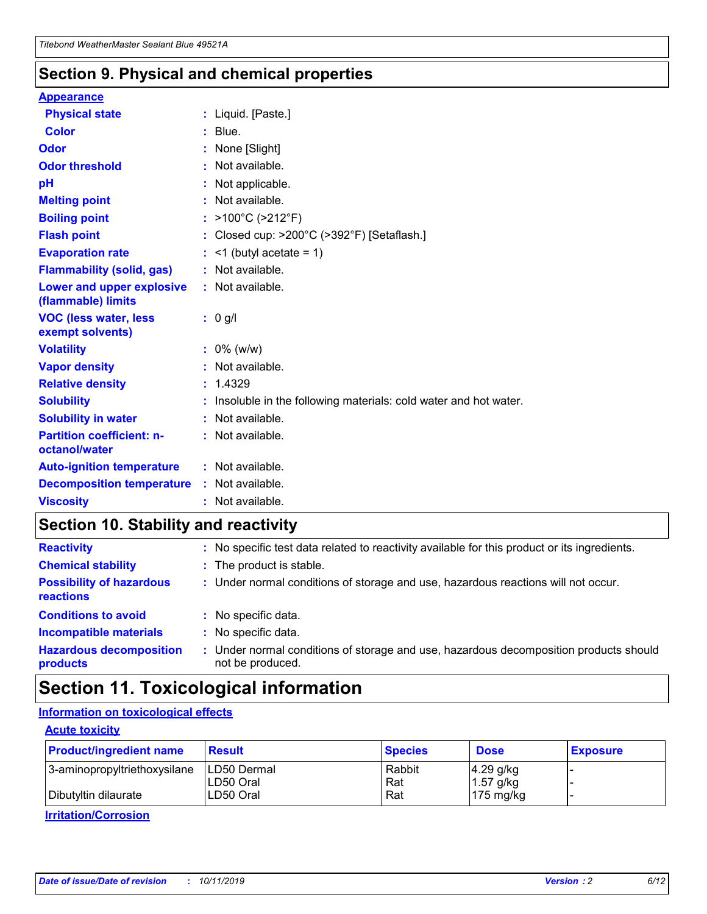## Section 9. Physical and chemical properties

### Appearance

| | |
|---|---|
| **Physical state** | : Liquid. [Paste.] |
| **Color** | : Blue. |
| **Odor** | : None [Slight] |
| **Odor threshold** | : Not available. |
| **pH** | : Not applicable. |
| **Melting point** | : Not available. |
| **Boiling point** | : >100°C (>212°F) |
| **Flash point** | : Closed cup: >200°C (>392°F) [Setaflash.] |
| **Evaporation rate** | : <1 (butyl acetate = 1) |
| **Flammability (solid, gas)** | : Not available. |
| **Lower and upper explosive (flammable) limits** | : Not available. |
| **VOC (less water, less exempt solvents)** | : 0 g/l |
| **Volatility** | : 0% (w/w) |
| **Vapor density** | : Not available. |
| **Relative density** | : 1.4329 |
| **Solubility** | : Insoluble in the following materials: cold water and hot water. |
| **Solubility in water** | : Not available. |
| **Partition coefficient: n-octanol/water** | : Not available. |
| **Auto-ignition temperature** | : Not available. |
| **Decomposition temperature** | : Not available. |
| **Viscosity** | : Not available. |

## Section 10. Stability and reactivity

| | |
|---|---|
| **Reactivity** | : No specific test data related to reactivity available for this product or its ingredients. |
| **Chemical stability** | : The product is stable. |
| **Possibility of hazardous reactions** | : Under normal conditions of storage and use, hazardous reactions will not occur. |
| **Conditions to avoid** | : No specific data. |
| **Incompatible materials** | : No specific data. |
| **Hazardous decomposition products** | : Under normal conditions of storage and use, hazardous decomposition products should not be produced. |

## Section 11. Toxicological information

### Information on toxicological effects

#### Acute toxicity

| Product/ingredient name | Result | Species | Dose | Exposure |
|---|---|---|---|---|
| 3-aminopropyltriethoxysilane | LD50 Dermal | Rabbit | 4.29 g/kg | - |
| | LD50 Oral | Rat | 1.57 g/kg | - |
| Dibutyltin dilaurate | LD50 Oral | Rat | 175 mg/kg | - |

#### Irritation/Corrosion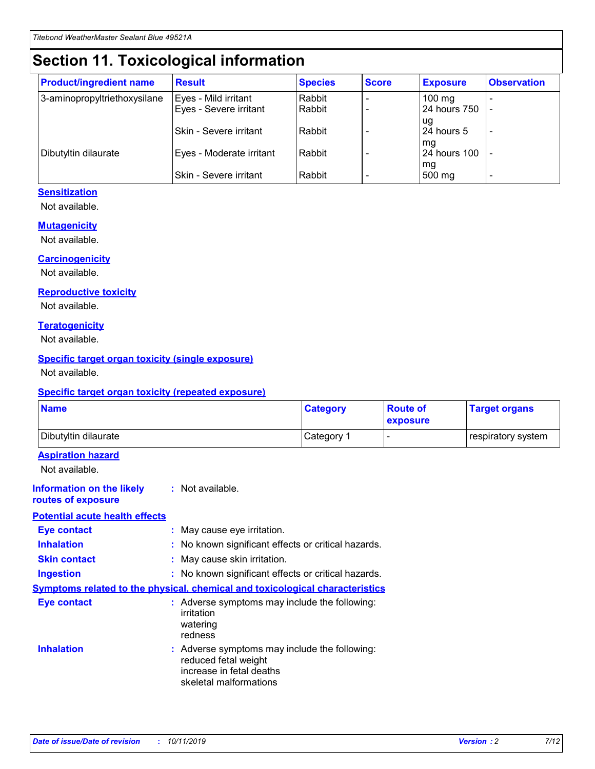# Section 11. Toxicological information

| Product/ingredient name | Result | Species | Score | Exposure | Observation |
|---|---|---|---|---|---|
| 3-aminopropyltriethoxysilane | Eyes - Mild irritant | Rabbit | - | 100 mg | - |
| | Eyes - Severe irritant | Rabbit | - | 24 hours 750 ug | - |
| | Skin - Severe irritant | Rabbit | - | 24 hours 5 mg | - |
| Dibutyltin dilaurate | Eyes - Moderate irritant | Rabbit | - | 24 hours 100 mg | - |
| | Skin - Severe irritant | Rabbit | - | 500 mg | - |

### Sensitization

Not available.

### Mutagenicity

Not available.

### Carcinogenicity

Not available.

### Reproductive toxicity

Not available.

### Teratogenicity

Not available.

### Specific target organ toxicity (single exposure)

Not available.

### Specific target organ toxicity (repeated exposure)

| Name | Category | Route of exposure | Target organs |
|---|---|---|---|
| Dibutyltin dilaurate | Category 1 | - | respiratory system |

### Aspiration hazard

Not available.

**Information on the likely routes of exposure** : Not available.

### Potential acute health effects

**Eye contact** : May cause eye irritation.

**Inhalation** : No known significant effects or critical hazards.

**Skin contact** : May cause skin irritation.

**Ingestion** : No known significant effects or critical hazards.

### Symptoms related to the physical, chemical and toxicological characteristics

**Eye contact** : Adverse symptoms may include the following:
irritation
watering
redness

**Inhalation** : Adverse symptoms may include the following:
reduced fetal weight
increase in fetal deaths
skeletal malformations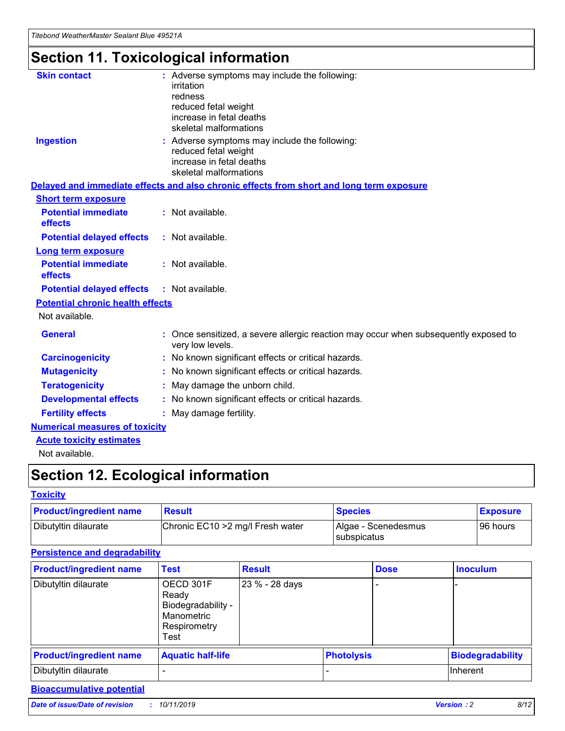# Section 11. Toxicological information

**Skin contact** : Adverse symptoms may include the following:
irritation
redness
reduced fetal weight
increase in fetal deaths
skeletal malformations

**Ingestion** : Adverse symptoms may include the following:
reduced fetal weight
increase in fetal deaths
skeletal malformations

## Delayed and immediate effects and also chronic effects from short and long term exposure

### Short term exposure

**Potential immediate effects** : Not available.

**Potential delayed effects** : Not available.

### Long term exposure

**Potential immediate effects** : Not available.

**Potential delayed effects** : Not available.

### Potential chronic health effects

Not available.

**General** : Once sensitized, a severe allergic reaction may occur when subsequently exposed to very low levels.

**Carcinogenicity** : No known significant effects or critical hazards.

**Mutagenicity** : No known significant effects or critical hazards.

**Teratogenicity** : May damage the unborn child.

**Developmental effects** : No known significant effects or critical hazards.

**Fertility effects** : May damage fertility.

## Numerical measures of toxicity

### Acute toxicity estimates

Not available.

# Section 12. Ecological information

## Toxicity

| Product/ingredient name | Result | Species | Exposure |
|---|---|---|---|
| Dibutyltin dilaurate | Chronic EC10 >2 mg/l Fresh water | Algae - Scenedesmus subspicatus | 96 hours |

## Persistence and degradability

| Product/ingredient name | Test | Result | Dose | Inoculum |
|---|---|---|---|---|
| Dibutyltin dilaurate | OECD 301F Ready Biodegradability - Manometric Respirometry Test | 23 % - 28 days | - | - |

| Product/ingredient name | Aquatic half-life | Photolysis | Biodegradability |
|---|---|---|---|
| Dibutyltin dilaurate | - | - | Inherent |

## Bioaccumulative potential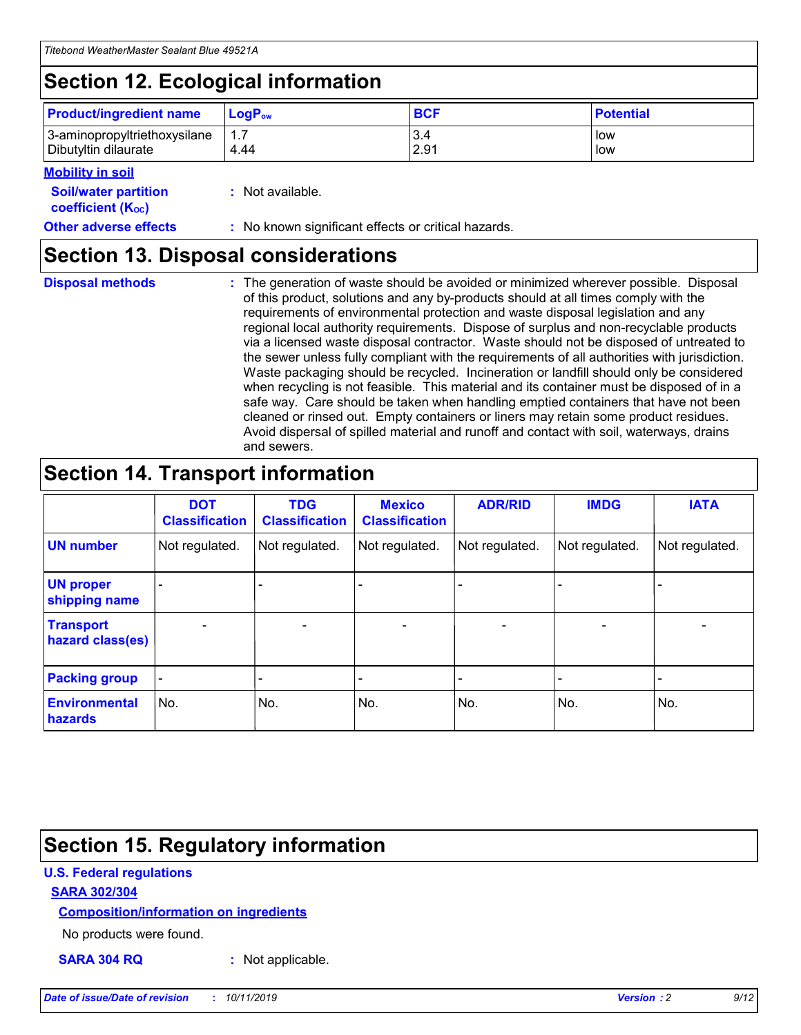## Section 12. Ecological information

| Product/ingredient name | $LogP_{ow}$ | BCF | Potential |
|---|---|---|---|
| 3-aminopropyltriethoxysilane | 1.7 | 3.4 | low |
| Dibutyltin dilaurate | 4.44 | 2.91 | low |

**Mobility in soil**

**Soil/water partition coefficient ($K_{OC}$)** : Not available.

**Other adverse effects** : No known significant effects or critical hazards.

## Section 13. Disposal considerations

**Disposal methods** : The generation of waste should be avoided or minimized wherever possible. Disposal of this product, solutions and any by-products should at all times comply with the requirements of environmental protection and waste disposal legislation and any regional local authority requirements. Dispose of surplus and non-recyclable products via a licensed waste disposal contractor. Waste should not be disposed of untreated to the sewer unless fully compliant with the requirements of all authorities with jurisdiction. Waste packaging should be recycled. Incineration or landfill should only be considered when recycling is not feasible. This material and its container must be disposed of in a safe way. Care should be taken when handling emptied containers that have not been cleaned or rinsed out. Empty containers or liners may retain some product residues. Avoid dispersal of spilled material and runoff and contact with soil, waterways, drains and sewers.

## Section 14. Transport information

| | DOT Classification | TDG Classification | Mexico Classification | ADR/RID | IMDG | IATA |
|---|---|---|---|---|---|---|
| UN number | Not regulated. | Not regulated. | Not regulated. | Not regulated. | Not regulated. | Not regulated. |
| UN proper shipping name | - | - | - | - | - | - |
| Transport hazard class(es) | - | - | - | - | - | - |
| Packing group | - | - | - | - | - | - |
| Environmental hazards | No. | No. | No. | No. | No. | No. |

## Section 15. Regulatory information

**U.S. Federal regulations**

**SARA 302/304**

**Composition/information on ingredients**

No products were found.

**SARA 304 RQ** : Not applicable.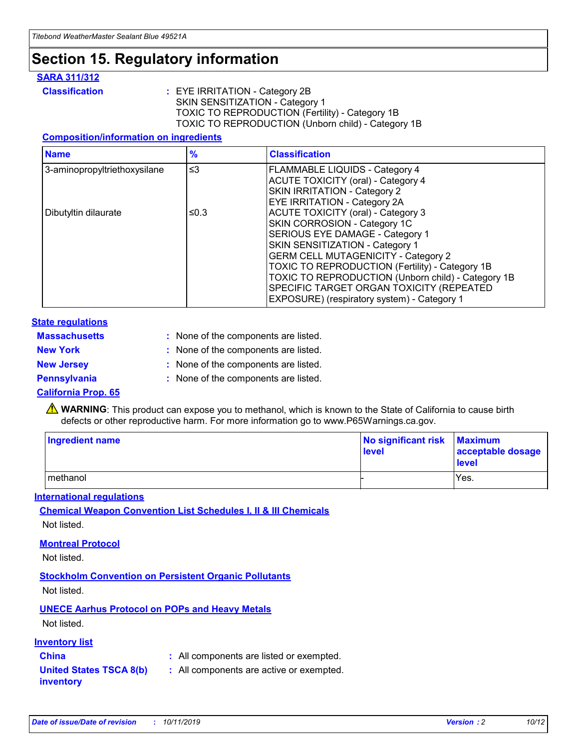# Section 15. Regulatory information

### SARA 311/312

**Classification** : EYE IRRITATION - Category 2B
SKIN SENSITIZATION - Category 1
TOXIC TO REPRODUCTION (Fertility) - Category 1B
TOXIC TO REPRODUCTION (Unborn child) - Category 1B

#### Composition/information on ingredients

| Name | % | Classification |
|---|---|---|
| 3-aminopropyltriethoxysilane | ≤3 | FLAMMABLE LIQUIDS - Category 4<br>ACUTE TOXICITY (oral) - Category 4<br>SKIN IRRITATION - Category 2<br>EYE IRRITATION - Category 2A |
| Dibutyltin dilaurate | ≤0.3 | ACUTE TOXICITY (oral) - Category 3<br>SKIN CORROSION - Category 1C<br>SERIOUS EYE DAMAGE - Category 1<br>SKIN SENSITIZATION - Category 1<br>GERM CELL MUTAGENICITY - Category 2<br>TOXIC TO REPRODUCTION (Fertility) - Category 1B<br>TOXIC TO REPRODUCTION (Unborn child) - Category 1B<br>SPECIFIC TARGET ORGAN TOXICITY (REPEATED EXPOSURE) (respiratory system) - Category 1 |

### State regulations

**Massachusetts** : None of the components are listed.

**New York** : None of the components are listed.

**New Jersey** : None of the components are listed.

**Pennsylvania** : None of the components are listed.

### California Prop. 65

⚠ **WARNING**: This product can expose you to methanol, which is known to the State of California to cause birth defects or other reproductive harm. For more information go to www.P65Warnings.ca.gov.

| Ingredient name | No significant risk level | Maximum acceptable dosage level |
|---|---|---|
| methanol | - | Yes. |

### International regulations

#### Chemical Weapon Convention List Schedules I, II & III Chemicals

Not listed.

#### Montreal Protocol

Not listed.

#### Stockholm Convention on Persistent Organic Pollutants

Not listed.

#### UNECE Aarhus Protocol on POPs and Heavy Metals

Not listed.

### Inventory list

**China** : All components are listed or exempted.

**United States TSCA 8(b) inventory** : All components are active or exempted.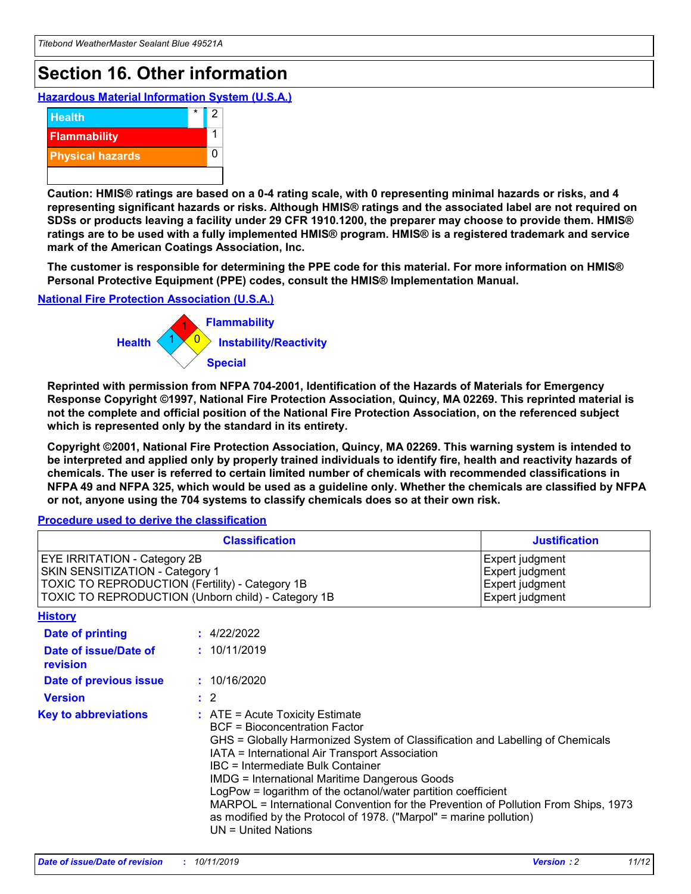# Section 16. Other information

### Hazardous Material Information System (U.S.A.)

| | | |
|---|---|---|
| Health | * | 2 |
| Flammability | | 1 |
| Physical hazards | | 0 |

**Caution: HMIS® ratings are based on a 0-4 rating scale, with 0 representing minimal hazards or risks, and 4 representing significant hazards or risks. Although HMIS® ratings and the associated label are not required on SDSs or products leaving a facility under 29 CFR 1910.1200, the preparer may choose to provide them. HMIS® ratings are to be used with a fully implemented HMIS® program. HMIS® is a registered trademark and service mark of the American Coatings Association, Inc.**

**The customer is responsible for determining the PPE code for this material. For more information on HMIS® Personal Protective Equipment (PPE) codes, consult the HMIS® Implementation Manual.**

### National Fire Protection Association (U.S.A.)

Health: 1
Flammability: 1
Instability/Reactivity: 0
Special:

**Reprinted with permission from NFPA 704-2001, Identification of the Hazards of Materials for Emergency Response Copyright ©1997, National Fire Protection Association, Quincy, MA 02269. This reprinted material is not the complete and official position of the National Fire Protection Association, on the referenced subject which is represented only by the standard in its entirety.**

**Copyright ©2001, National Fire Protection Association, Quincy, MA 02269. This warning system is intended to be interpreted and applied only by properly trained individuals to identify fire, health and reactivity hazards of chemicals. The user is referred to certain limited number of chemicals with recommended classifications in NFPA 49 and NFPA 325, which would be used as a guideline only. Whether the chemicals are classified by NFPA or not, anyone using the 704 systems to classify chemicals does so at their own risk.**

### Procedure used to derive the classification

| Classification | Justification |
|---|---|
| EYE IRRITATION - Category 2B | Expert judgment |
| SKIN SENSITIZATION - Category 1 | Expert judgment |
| TOXIC TO REPRODUCTION (Fertility) - Category 1B | Expert judgment |
| TOXIC TO REPRODUCTION (Unborn child) - Category 1B | Expert judgment |

### History

**Date of printing** : 4/22/2022

**Date of issue/Date of revision** : 10/11/2019

**Date of previous issue** : 10/16/2020

**Version** : 2

**Key to abbreviations** : ATE = Acute Toxicity Estimate
BCF = Bioconcentration Factor
GHS = Globally Harmonized System of Classification and Labelling of Chemicals
IATA = International Air Transport Association
IBC = Intermediate Bulk Container
IMDG = International Maritime Dangerous Goods
LogPow = logarithm of the octanol/water partition coefficient
MARPOL = International Convention for the Prevention of Pollution From Ships, 1973 as modified by the Protocol of 1978. ("Marpol" = marine pollution)
UN = United Nations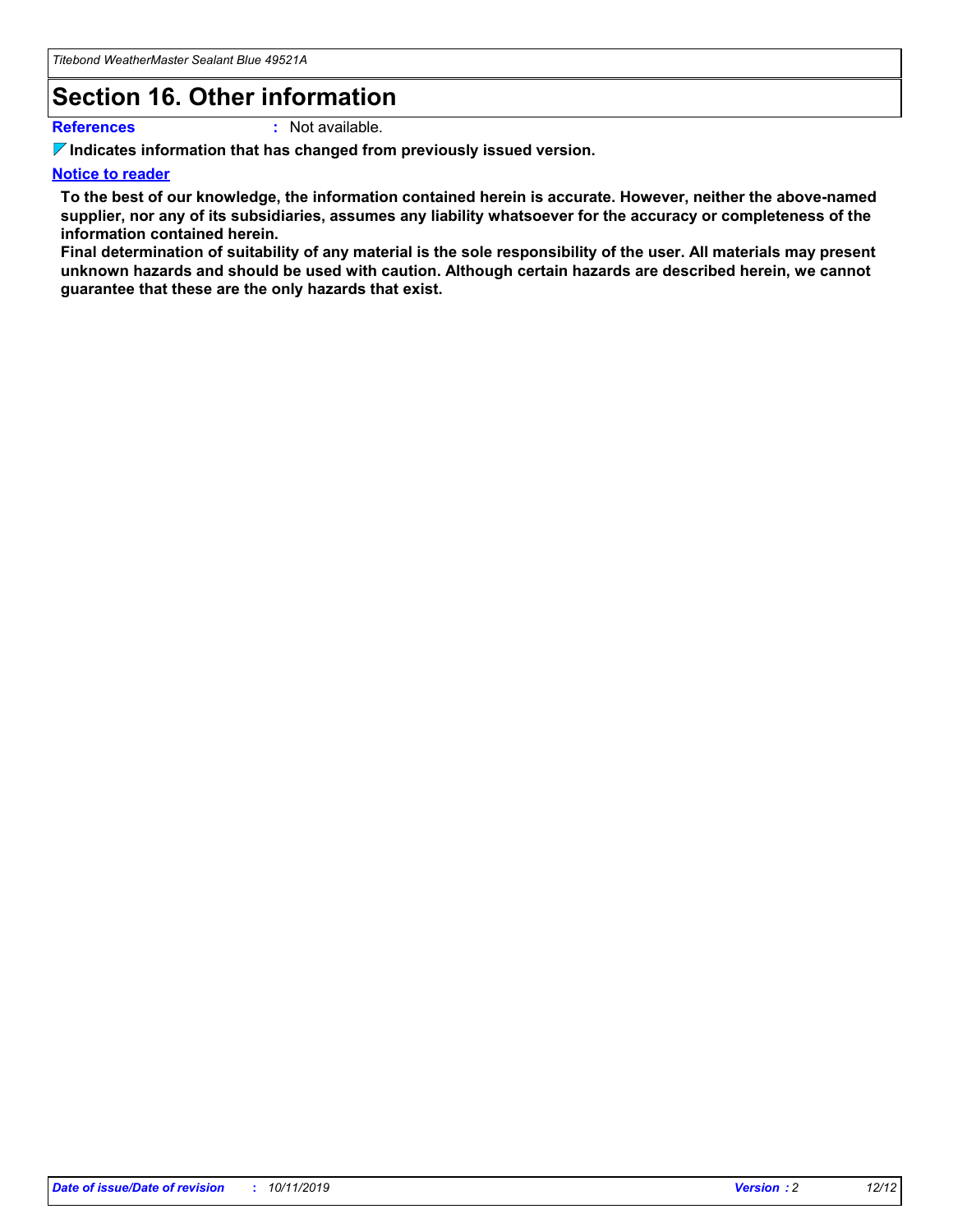# Section 16. Other information

**References** : Not available.

**Indicates information that has changed from previously issued version.**

**Notice to reader**

**To the best of our knowledge, the information contained herein is accurate. However, neither the above-named supplier, nor any of its subsidiaries, assumes any liability whatsoever for the accuracy or completeness of the information contained herein.**

**Final determination of suitability of any material is the sole responsibility of the user. All materials may present unknown hazards and should be used with caution. Although certain hazards are described herein, we cannot guarantee that these are the only hazards that exist.**